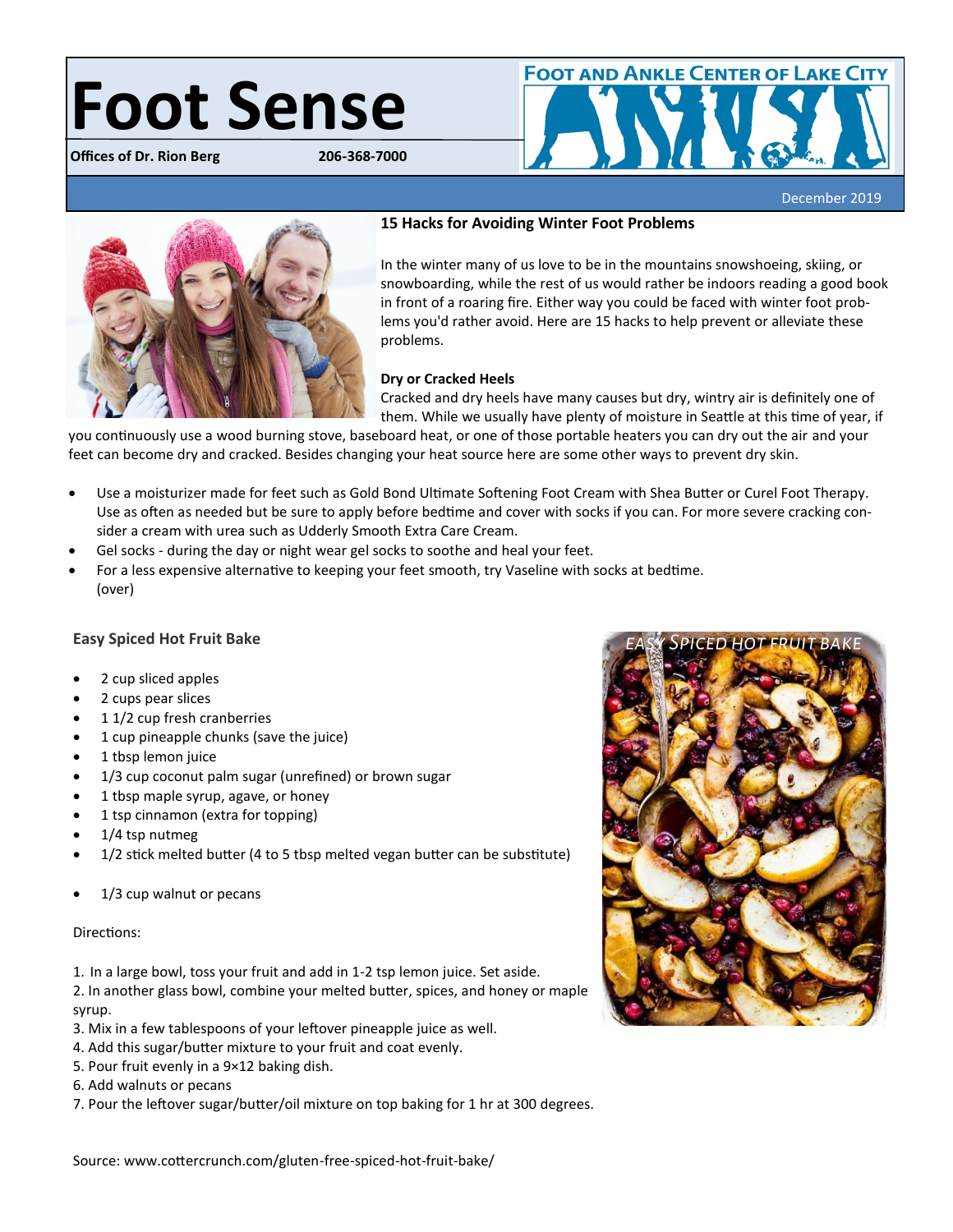# Foot Sense

**Offices of Dr. Rion Berg** 206-368-7000

FOOT AND ANKLE CENTER OF LAKE CITY

December 2019

### 15 Hacks for Avoiding Winter Foot Problems

In the winter many of us love to be in the mountains snowshoeing, skiing, or snowboarding, while the rest of us would rather be indoors reading a good book in front of a roaring fire. Either way you could be faced with winter foot problems you'd rather avoid. Here are 15 hacks to help prevent or alleviate these problems.

**Dry or Cracked Heels**

Cracked and dry heels have many causes but dry, wintry air is definitely one of them. While we usually have plenty of moisture in Seattle at this time of year, if you continuously use a wood burning stove, baseboard heat, or one of those portable heaters you can dry out the air and your feet can become dry and cracked. Besides changing your heat source here are some other ways to prevent dry skin.

- Use a moisturizer made for feet such as Gold Bond Ultimate Softening Foot Cream with Shea Butter or Curel Foot Therapy. Use as often as needed but be sure to apply before bedtime and cover with socks if you can. For more severe cracking consider a cream with urea such as Udderly Smooth Extra Care Cream.
- Gel socks - during the day or night wear gel socks to soothe and heal your feet.
- For a less expensive alternative to keeping your feet smooth, try Vaseline with socks at bedtime. (over)

### Easy Spiced Hot Fruit Bake

- 2 cup sliced apples
- 2 cups pear slices
- 1 1/2 cup fresh cranberries
- 1 cup pineapple chunks (save the juice)
- 1 tbsp lemon juice
- 1/3 cup coconut palm sugar (unrefined) or brown sugar
- 1 tbsp maple syrup, agave, or honey
- 1 tsp cinnamon (extra for topping)
- 1/4 tsp nutmeg
- 1/2 stick melted butter (4 to 5 tbsp melted vegan butter can be substitute)
- 1/3 cup walnut or pecans

Directions:

1. In a large bowl, toss your fruit and add in 1-2 tsp lemon juice. Set aside.
2. In another glass bowl, combine your melted butter, spices, and honey or maple syrup.
3. Mix in a few tablespoons of your leftover pineapple juice as well.
4. Add this sugar/butter mixture to your fruit and coat evenly.
5. Pour fruit evenly in a 9×12 baking dish.
6. Add walnuts or pecans
7. Pour the leftover sugar/butter/oil mixture on top baking for 1 hr at 300 degrees.

EASY SPICED HOT FRUIT BAKE

Source: www.cottercrunch.com/gluten-free-spiced-hot-fruit-bake/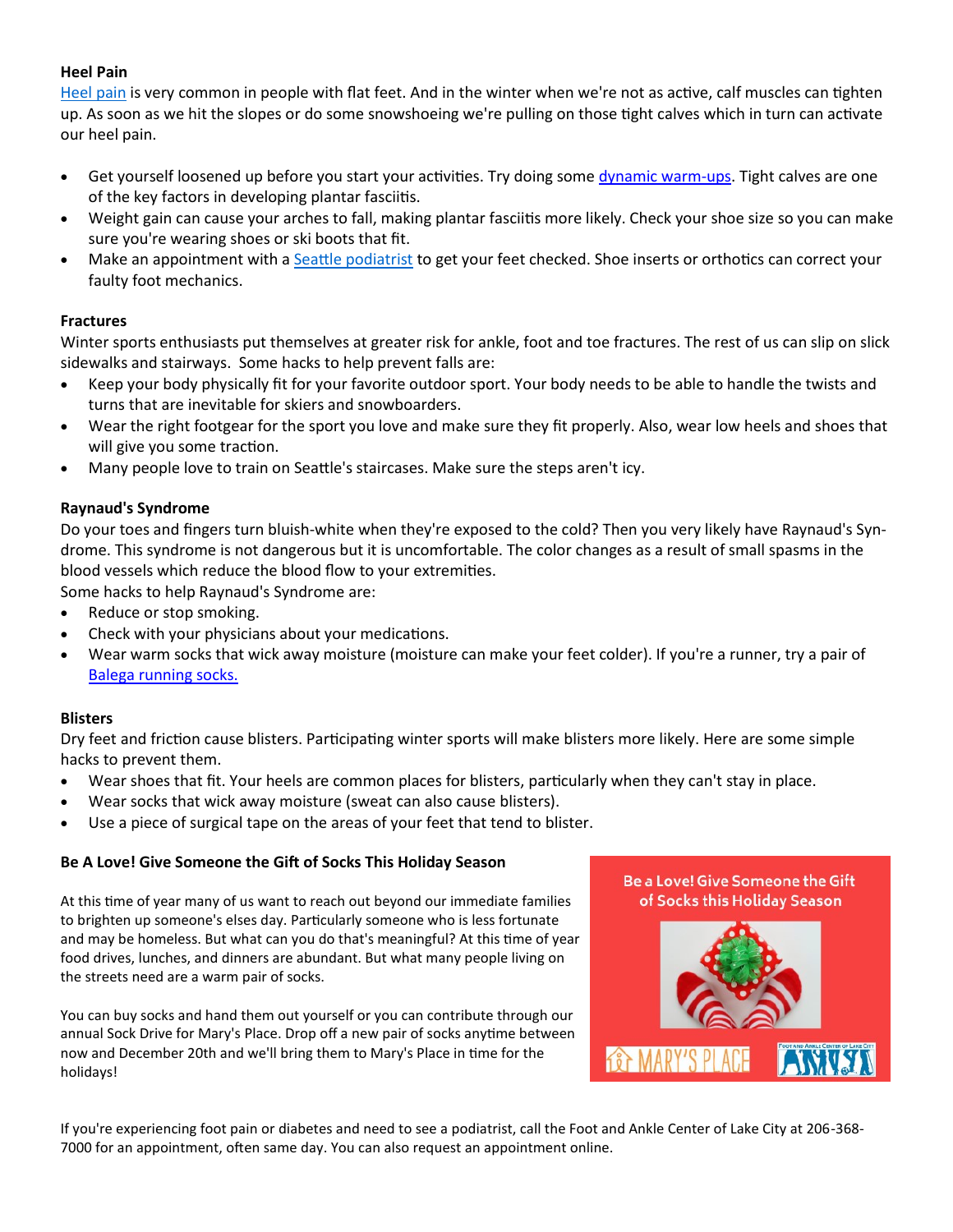**Heel Pain**

Heel pain is very common in people with flat feet. And in the winter when we're not as active, calf muscles can tighten up. As soon as we hit the slopes or do some snowshoeing we're pulling on those tight calves which in turn can activate our heel pain.

- Get yourself loosened up before you start your activities. Try doing some dynamic warm-ups. Tight calves are one of the key factors in developing plantar fasciitis.
- Weight gain can cause your arches to fall, making plantar fasciitis more likely. Check your shoe size so you can make sure you're wearing shoes or ski boots that fit.
- Make an appointment with a Seattle podiatrist to get your feet checked. Shoe inserts or orthotics can correct your faulty foot mechanics.

**Fractures**

Winter sports enthusiasts put themselves at greater risk for ankle, foot and toe fractures. The rest of us can slip on slick sidewalks and stairways. Some hacks to help prevent falls are:

- Keep your body physically fit for your favorite outdoor sport. Your body needs to be able to handle the twists and turns that are inevitable for skiers and snowboarders.
- Wear the right footgear for the sport you love and make sure they fit properly. Also, wear low heels and shoes that will give you some traction.
- Many people love to train on Seattle's staircases. Make sure the steps aren't icy.

**Raynaud's Syndrome**

Do your toes and fingers turn bluish-white when they're exposed to the cold? Then you very likely have Raynaud's Syndrome. This syndrome is not dangerous but it is uncomfortable. The color changes as a result of small spasms in the blood vessels which reduce the blood flow to your extremities.

Some hacks to help Raynaud's Syndrome are:

- Reduce or stop smoking.
- Check with your physicians about your medications.
- Wear warm socks that wick away moisture (moisture can make your feet colder). If you're a runner, try a pair of Balega running socks.

**Blisters**

Dry feet and friction cause blisters. Participating winter sports will make blisters more likely. Here are some simple hacks to prevent them.

- Wear shoes that fit. Your heels are common places for blisters, particularly when they can't stay in place.
- Wear socks that wick away moisture (sweat can also cause blisters).
- Use a piece of surgical tape on the areas of your feet that tend to blister.

**Be A Love! Give Someone the Gift of Socks This Holiday Season**

At this time of year many of us want to reach out beyond our immediate families to brighten up someone's elses day. Particularly someone who is less fortunate and may be homeless. But what can you do that's meaningful? At this time of year food drives, lunches, and dinners are abundant. But what many people living on the streets need are a warm pair of socks.

You can buy socks and hand them out yourself or you can contribute through our annual Sock Drive for Mary's Place. Drop off a new pair of socks anytime between now and December 20th and we'll bring them to Mary's Place in time for the holidays!

Be a Love! Give Someone the Gift of Socks this Holiday Season

MARY'S PLACE

Foot and Ankle Center of Lake City

If you're experiencing foot pain or diabetes and need to see a podiatrist, call the Foot and Ankle Center of Lake City at 206-368-7000 for an appointment, often same day. You can also request an appointment online.